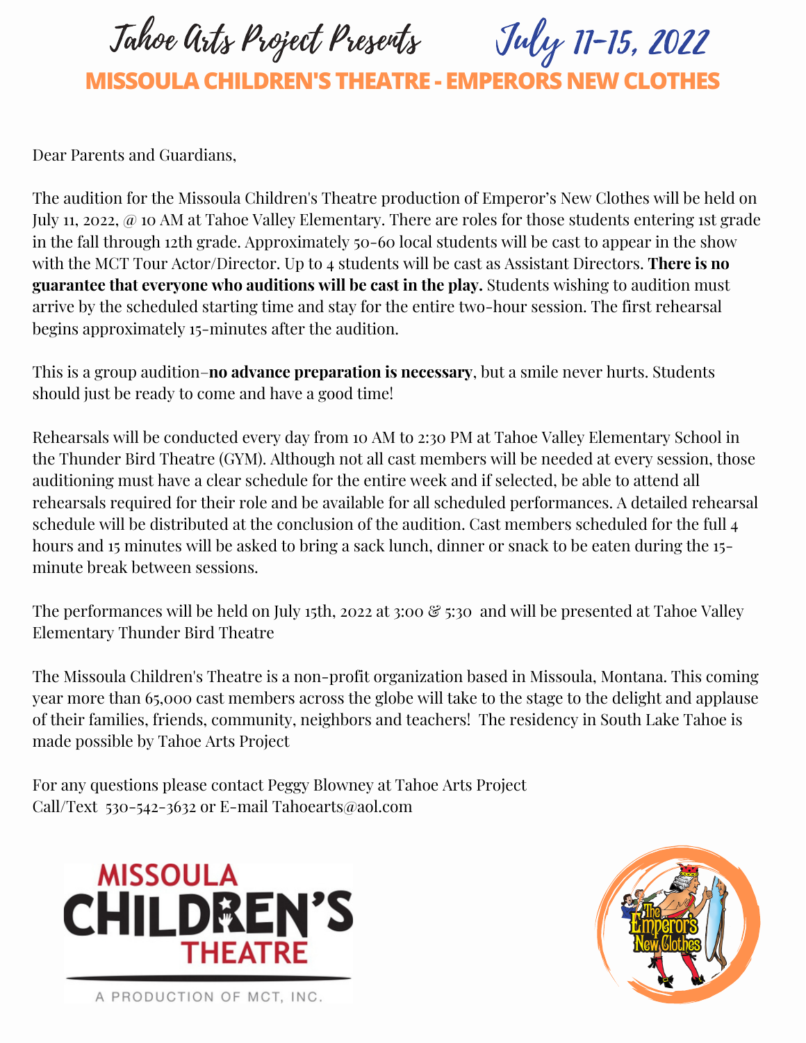# Tahoe Arts Project Presents July 11-15, 2022

## MISSOULA CHILDREN'S THEATRE - EMPERORS NEW CLOTHES

Dear Parents and Guardians,

The audition for the Missoula Children's Theatre production of Emperor's New Clothes will be held on July 11, 2022, @ 10 AM at Tahoe Valley Elementary. There are roles for those students entering 1st grade in the fall through 12th grade. Approximately 50-60 local students will be cast to appear in the show with the MCT Tour Actor/Director. Up to 4 students will be cast as Assistant Directors. **There is no guarantee that everyone who auditions will be cast in the play.** Students wishing to audition must arrive by the scheduled starting time and stay for the entire two-hour session. The first rehearsal begins approximately 15-minutes after the audition.

This is a group audition–**no advance preparation is necessary**, but a smile never hurts. Students should just be ready to come and have a good time!

Rehearsals will be conducted every day from 10 AM to 2:30 PM at Tahoe Valley Elementary School in the Thunder Bird Theatre (GYM). Although not all cast members will be needed at every session, those auditioning must have a clear schedule for the entire week and if selected, be able to attend all rehearsals required for their role and be available for all scheduled performances. A detailed rehearsal schedule will be distributed at the conclusion of the audition. Cast members scheduled for the full 4 hours and 15 minutes will be asked to bring a sack lunch, dinner or snack to be eaten during the 15-minute break between sessions.

The performances will be held on July 15th, 2022 at 3:00 & 5:30 and will be presented at Tahoe Valley Elementary Thunder Bird Theatre

The Missoula Children's Theatre is a non-profit organization based in Missoula, Montana. This coming year more than 65,000 cast members across the globe will take to the stage to the delight and applause of their families, friends, community, neighbors and teachers! The residency in South Lake Tahoe is made possible by Tahoe Arts Project

For any questions please contact Peggy Blowney at Tahoe Arts Project
Call/Text 530-542-3632 or E-mail Tahoearts@aol.com

MISSOULA CHILDREN'S THEATRE
A PRODUCTION OF MCT, INC.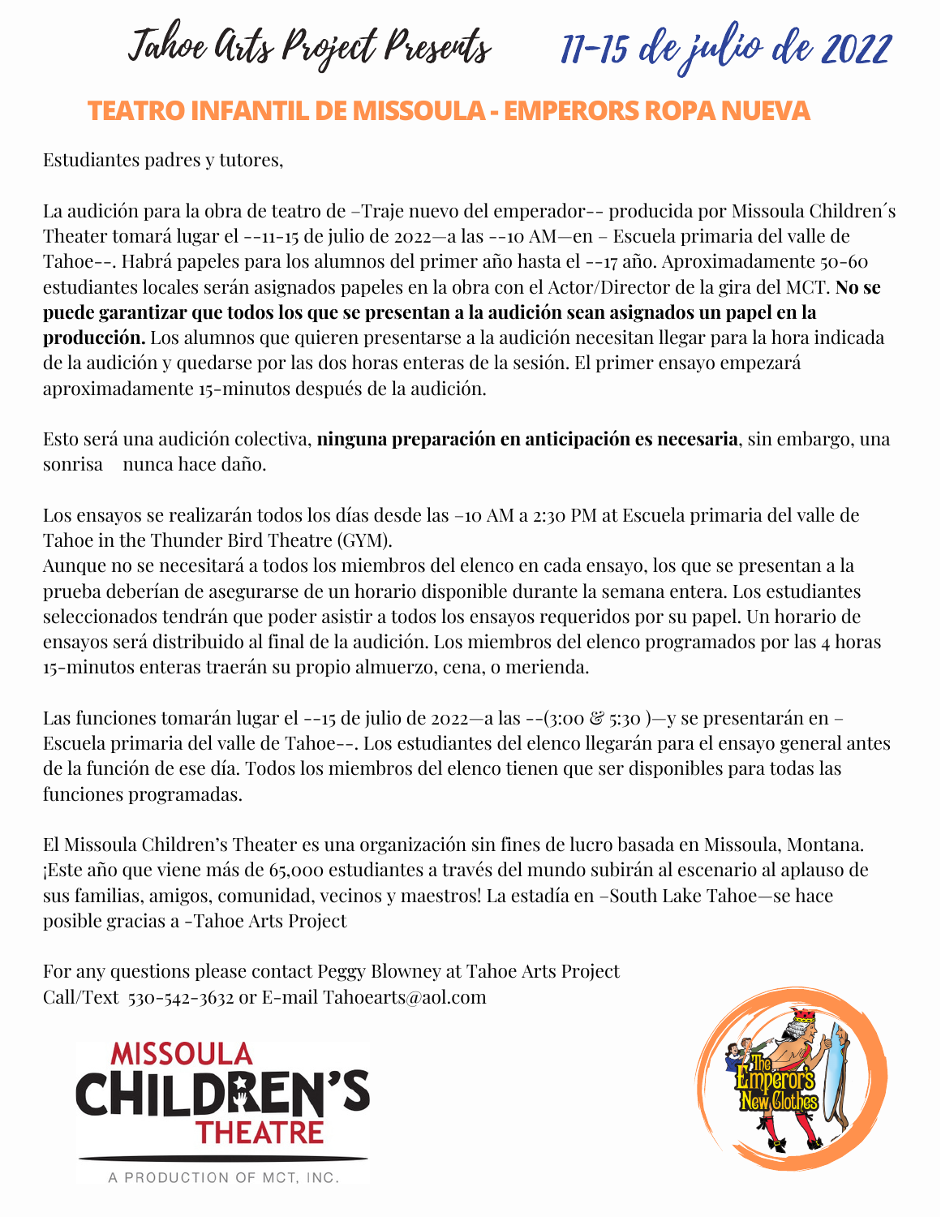Tahoe Arts Project Presents 11-15 de julio de 2022

## TEATRO INFANTIL DE MISSOULA - EMPERORS ROPA NUEVA

Estudiantes padres y tutores,

La audición para la obra de teatro de –Traje nuevo del emperador-- producida por Missoula Children´s Theater tomará lugar el --11-15 de julio de 2022—a las --10 AM—en – Escuela primaria del valle de Tahoe--. Habrá papeles para los alumnos del primer año hasta el --17 año. Aproximadamente 50-60 estudiantes locales serán asignados papeles en la obra con el Actor/Director de la gira del MCT. **No se puede garantizar que todos los que se presentan a la audición sean asignados un papel en la producción.** Los alumnos que quieren presentarse a la audición necesitan llegar para la hora indicada de la audición y quedarse por las dos horas enteras de la sesión. El primer ensayo empezará aproximadamente 15-minutos después de la audición.

Esto será una audición colectiva, **ninguna preparación en anticipación es necesaria**, sin embargo, una sonrisa nunca hace daño.

Los ensayos se realizarán todos los días desde las –10 AM a 2:30 PM at Escuela primaria del valle de Tahoe in the Thunder Bird Theatre (GYM).
Aunque no se necesitará a todos los miembros del elenco en cada ensayo, los que se presentan a la prueba deberían de asegurarse de un horario disponible durante la semana entera. Los estudiantes seleccionados tendrán que poder asistir a todos los ensayos requeridos por su papel. Un horario de ensayos será distribuido al final de la audición. Los miembros del elenco programados por las 4 horas 15-minutos enteras traerán su propio almuerzo, cena, o merienda.

Las funciones tomarán lugar el --15 de julio de 2022—a las --(3:00 & 5:30 )—y se presentarán en –Escuela primaria del valle de Tahoe--. Los estudiantes del elenco llegarán para el ensayo general antes de la función de ese día. Todos los miembros del elenco tienen que ser disponibles para todas las funciones programadas.

El Missoula Children's Theater es una organización sin fines de lucro basada en Missoula, Montana. ¡Este año que viene más de 65,000 estudiantes a través del mundo subirán al escenario al aplauso de sus familias, amigos, comunidad, vecinos y maestros! La estadía en –South Lake Tahoe—se hace posible gracias a -Tahoe Arts Project

For any questions please contact Peggy Blowney at Tahoe Arts Project
Call/Text 530-542-3632 or E-mail Tahoearts@aol.com

MISSOULA CHILDREN'S THEATRE
A PRODUCTION OF MCT, INC.

The Emperor's New Clothes